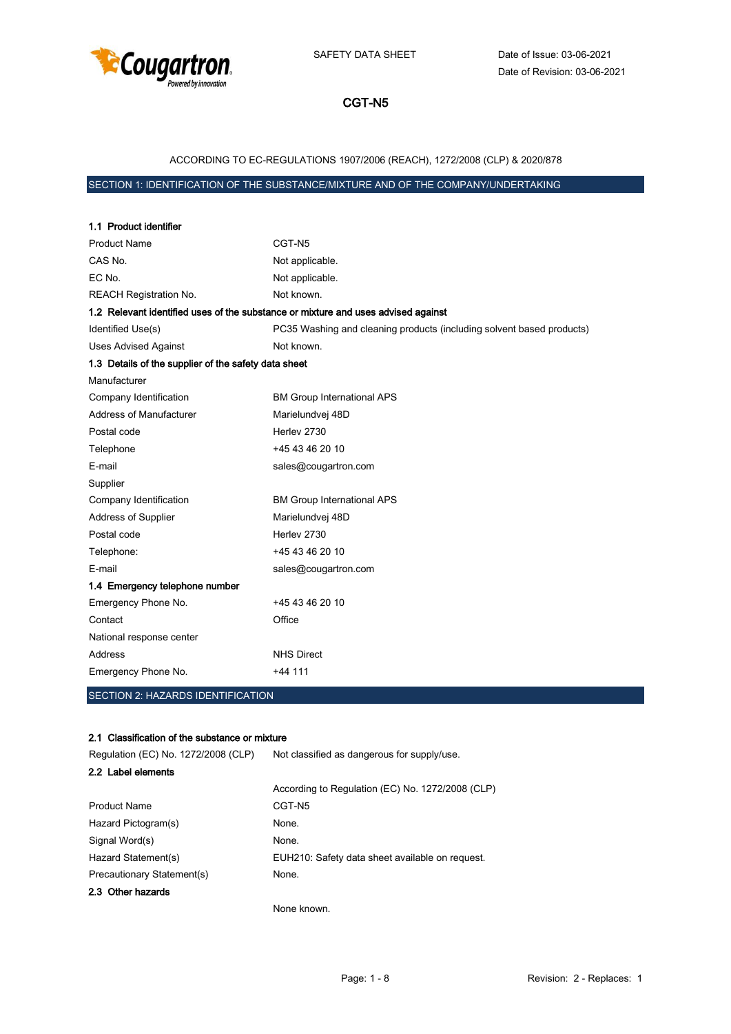SAFETY DATA SHEET

Date of Issue: 03-06-2021
Date of Revision: 03-06-2021

# CGT-N5

ACCORDING TO EC-REGULATIONS 1907/2006 (REACH), 1272/2008 (CLP) & 2020/878

## SECTION 1: IDENTIFICATION OF THE SUBSTANCE/MIXTURE AND OF THE COMPANY/UNDERTAKING

### 1.1 Product identifier

| | |
|---|---|
| Product Name | CGT-N5 |
| CAS No. | Not applicable. |
| EC No. | Not applicable. |
| REACH Registration No. | Not known. |

### 1.2 Relevant identified uses of the substance or mixture and uses advised against

| | |
|---|---|
| Identified Use(s) | PC35 Washing and cleaning products (including solvent based products) |
| Uses Advised Against | Not known. |

### 1.3 Details of the supplier of the safety data sheet

Manufacturer

| | |
|---|---|
| Company Identification | BM Group International APS |
| Address of Manufacturer | Marielundvej 48D |
| Postal code | Herlev 2730 |
| Telephone | +45 43 46 20 10 |
| E-mail | sales@cougartron.com |

Supplier

| | |
|---|---|
| Company Identification | BM Group International APS |
| Address of Supplier | Marielundvej 48D |
| Postal code | Herlev 2730 |
| Telephone: | +45 43 46 20 10 |
| E-mail | sales@cougartron.com |

### 1.4 Emergency telephone number

| | |
|---|---|
| Emergency Phone No. | +45 43 46 20 10 |
| Contact | Office |

National response center

| | |
|---|---|
| Address | NHS Direct |
| Emergency Phone No. | +44 111 |

## SECTION 2: HAZARDS IDENTIFICATION

### 2.1 Classification of the substance or mixture

| | |
|---|---|
| Regulation (EC) No. 1272/2008 (CLP) | Not classified as dangerous for supply/use. |

### 2.2 Label elements

According to Regulation (EC) No. 1272/2008 (CLP)

| | |
|---|---|
| Product Name | CGT-N5 |
| Hazard Pictogram(s) | None. |
| Signal Word(s) | None. |
| Hazard Statement(s) | EUH210: Safety data sheet available on request. |
| Precautionary Statement(s) | None. |

### 2.3 Other hazards

None known.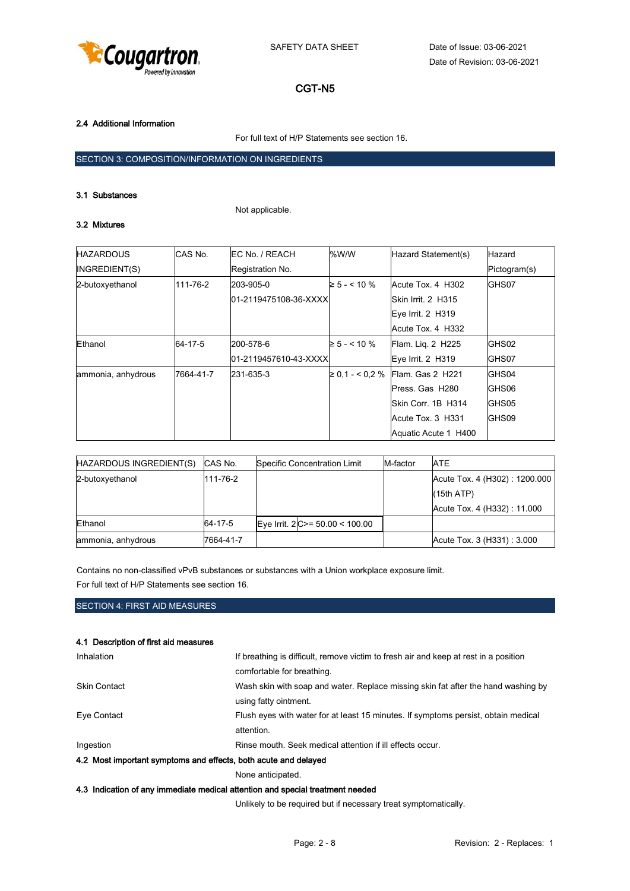#### 2.4 Additional Information

For full text of H/P Statements see section 16.

## SECTION 3: COMPOSITION/INFORMATION ON INGREDIENTS

#### 3.1 Substances

Not applicable.

#### 3.2 Mixtures

| HAZARDOUS INGREDIENT(S) | CAS No. | EC No. / REACH Registration No. | %W/W | Hazard Statement(s) | Hazard Pictogram(s) |
|---|---|---|---|---|---|
| 2-butoxyethanol | 111-76-2 | 203-905-0<br>01-2119475108-36-XXXX | ≥ 5 - < 10 % | Acute Tox. 4 H302<br>Skin Irrit. 2 H315<br>Eye Irrit. 2 H319<br>Acute Tox. 4 H332 | GHS07 |
| Ethanol | 64-17-5 | 200-578-6<br>01-2119457610-43-XXXX | ≥ 5 - < 10 % | Flam. Liq. 2 H225<br>Eye Irrit. 2 H319 | GHS02<br>GHS07 |
| ammonia, anhydrous | 7664-41-7 | 231-635-3 | ≥ 0,1 - < 0,2 % | Flam. Gas 2 H221<br>Press. Gas H280<br>Skin Corr. 1B H314<br>Acute Tox. 3 H331<br>Aquatic Acute 1 H400 | GHS04<br>GHS06<br>GHS05<br>GHS09 |

| HAZARDOUS INGREDIENT(S) | CAS No. | Specific Concentration Limit | | M-factor | ATE |
|---|---|---|---|---|---|
| 2-butoxyethanol | 111-76-2 | | | | Acute Tox. 4 (H302) : 1200.000 (15th ATP)<br>Acute Tox. 4 (H332) : 11.000 |
| Ethanol | 64-17-5 | Eye Irrit. 2 | C>= 50.00 < 100.00 | | |
| ammonia, anhydrous | 7664-41-7 | | | | Acute Tox. 3 (H331) : 3.000 |

Contains no non-classified vPvB substances or substances with a Union workplace exposure limit.
For full text of H/P Statements see section 16.

## SECTION 4: FIRST AID MEASURES

#### 4.1 Description of first aid measures

| | |
|---|---|
| Inhalation | If breathing is difficult, remove victim to fresh air and keep at rest in a position comfortable for breathing. |
| Skin Contact | Wash skin with soap and water. Replace missing skin fat after the hand washing by using fatty ointment. |
| Eye Contact | Flush eyes with water for at least 15 minutes. If symptoms persist, obtain medical attention. |
| Ingestion | Rinse mouth. Seek medical attention if ill effects occur. |

#### 4.2 Most important symptoms and effects, both acute and delayed

None anticipated.

#### 4.3 Indication of any immediate medical attention and special treatment needed

Unlikely to be required but if necessary treat symptomatically.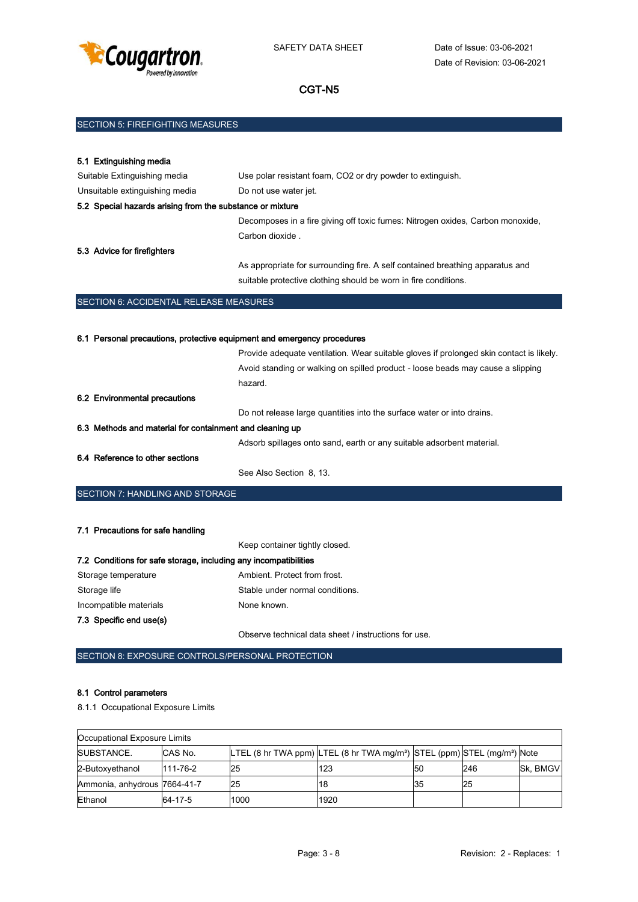## SECTION 5: FIREFIGHTING MEASURES

### 5.1 Extinguishing media

Suitable Extinguishing media: Use polar resistant foam, CO2 or dry powder to extinguish.

Unsuitable extinguishing media: Do not use water jet.

### 5.2 Special hazards arising from the substance or mixture

Decomposes in a fire giving off toxic fumes: Nitrogen oxides, Carbon monoxide, Carbon dioxide .

### 5.3 Advice for firefighters

As appropriate for surrounding fire. A self contained breathing apparatus and suitable protective clothing should be worn in fire conditions.

## SECTION 6: ACCIDENTAL RELEASE MEASURES

### 6.1 Personal precautions, protective equipment and emergency procedures

Provide adequate ventilation. Wear suitable gloves if prolonged skin contact is likely. Avoid standing or walking on spilled product - loose beads may cause a slipping hazard.

### 6.2 Environmental precautions

Do not release large quantities into the surface water or into drains.

### 6.3 Methods and material for containment and cleaning up

Adsorb spillages onto sand, earth or any suitable adsorbent material.

### 6.4 Reference to other sections

See Also Section 8, 13.

## SECTION 7: HANDLING AND STORAGE

### 7.1 Precautions for safe handling

Keep container tightly closed.

### 7.2 Conditions for safe storage, including any incompatibilities

Storage temperature: Ambient. Protect from frost.

Storage life: Stable under normal conditions.

Incompatible materials: None known.

### 7.3 Specific end use(s)

Observe technical data sheet / instructions for use.

## SECTION 8: EXPOSURE CONTROLS/PERSONAL PROTECTION

### 8.1 Control parameters

8.1.1 Occupational Exposure Limits

| Occupational Exposure Limits | | | | | | |
|---|---|---|---|---|---|---|
| SUBSTANCE. | CAS No. | LTEL (8 hr TWA ppm) | LTEL (8 hr TWA mg/m³) | STEL (ppm) | STEL (mg/m³) | Note |
| 2-Butoxyethanol | 111-76-2 | 25 | 123 | 50 | 246 | Sk, BMGV |
| Ammonia, anhydrous | 7664-41-7 | 25 | 18 | 35 | 25 | |
| Ethanol | 64-17-5 | 1000 | 1920 | | | |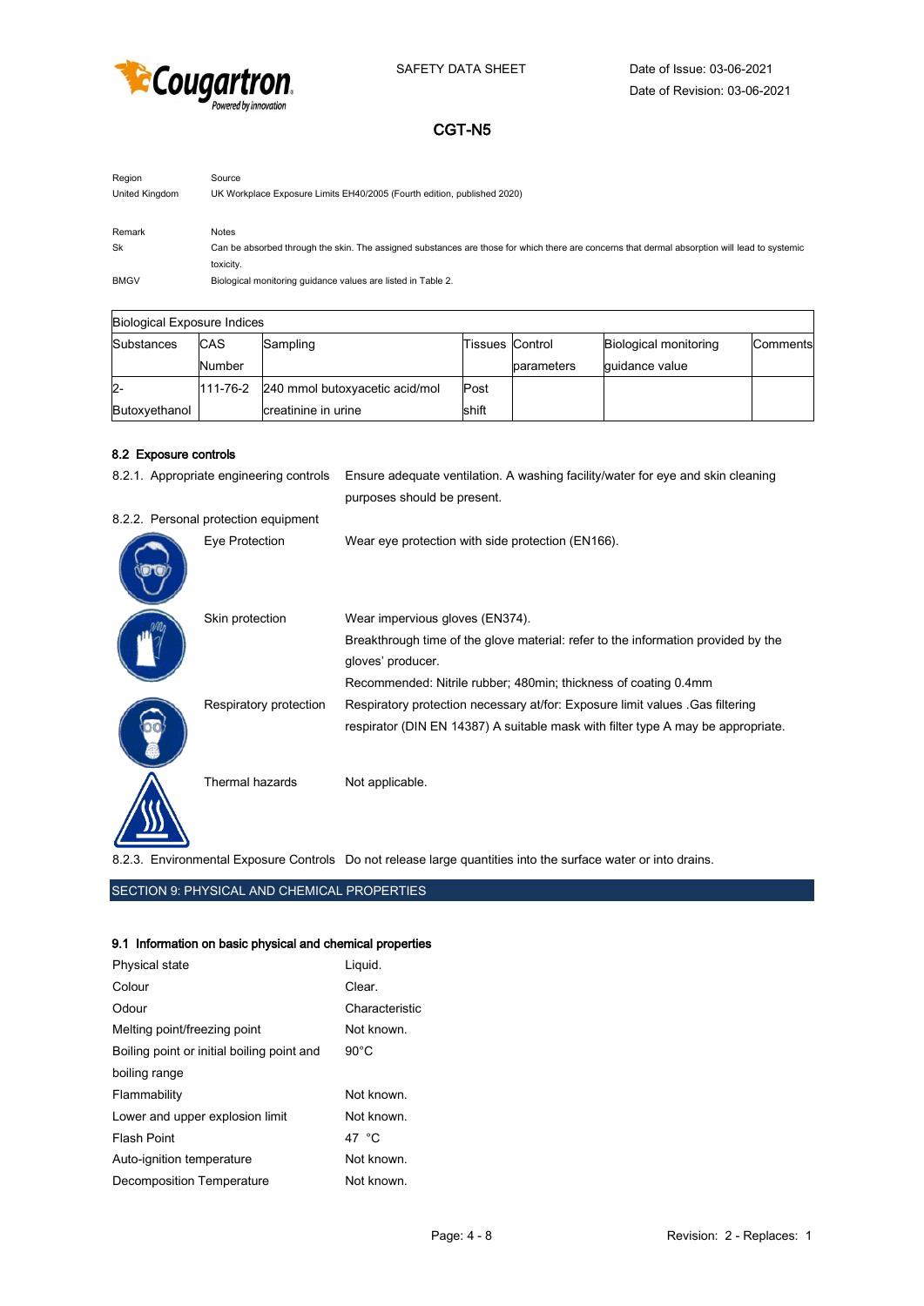| Region | Source |
| --- | --- |
| United Kingdom | UK Workplace Exposure Limits EH40/2005 (Fourth edition, published 2020) |

| Remark | Notes |
| --- | --- |
| Sk | Can be absorbed through the skin. The assigned substances are those for which there are concerns that dermal absorption will lead to systemic toxicity. |
| BMGV | Biological monitoring guidance values are listed in Table 2. |

| Biological Exposure Indices | | | | | | |
| --- | --- | --- | --- | --- | --- | --- |
| Substances | CAS Number | Sampling | Tissues | Control parameters | Biological monitoring guidance value | Comments |
| 2-Butoxyethanol | 111-76-2 | 240 mmol butoxyacetic acid/mol creatinine in urine | Post shift | | | |

### 8.2 Exposure controls

8.2.1. Appropriate engineering controls — Ensure adequate ventilation. A washing facility/water for eye and skin cleaning purposes should be present.

8.2.2. Personal protection equipment

| | |
| --- | --- |
| Eye Protection | Wear eye protection with side protection (EN166). |
| Skin protection | Wear impervious gloves (EN374).<br>Breakthrough time of the glove material: refer to the information provided by the gloves' producer.<br>Recommended: Nitrile rubber; 480min; thickness of coating 0.4mm |
| Respiratory protection | Respiratory protection necessary at/for: Exposure limit values .Gas filtering respirator (DIN EN 14387) A suitable mask with filter type A may be appropriate. |
| Thermal hazards | Not applicable. |

8.2.3. Environmental Exposure Controls — Do not release large quantities into the surface water or into drains.

## SECTION 9: PHYSICAL AND CHEMICAL PROPERTIES

### 9.1 Information on basic physical and chemical properties

| | |
| --- | --- |
| Physical state | Liquid. |
| Colour | Clear. |
| Odour | Characteristic |
| Melting point/freezing point | Not known. |
| Boiling point or initial boiling point and boiling range | 90°C |
| Flammability | Not known. |
| Lower and upper explosion limit | Not known. |
| Flash Point | 47 °C |
| Auto-ignition temperature | Not known. |
| Decomposition Temperature | Not known. |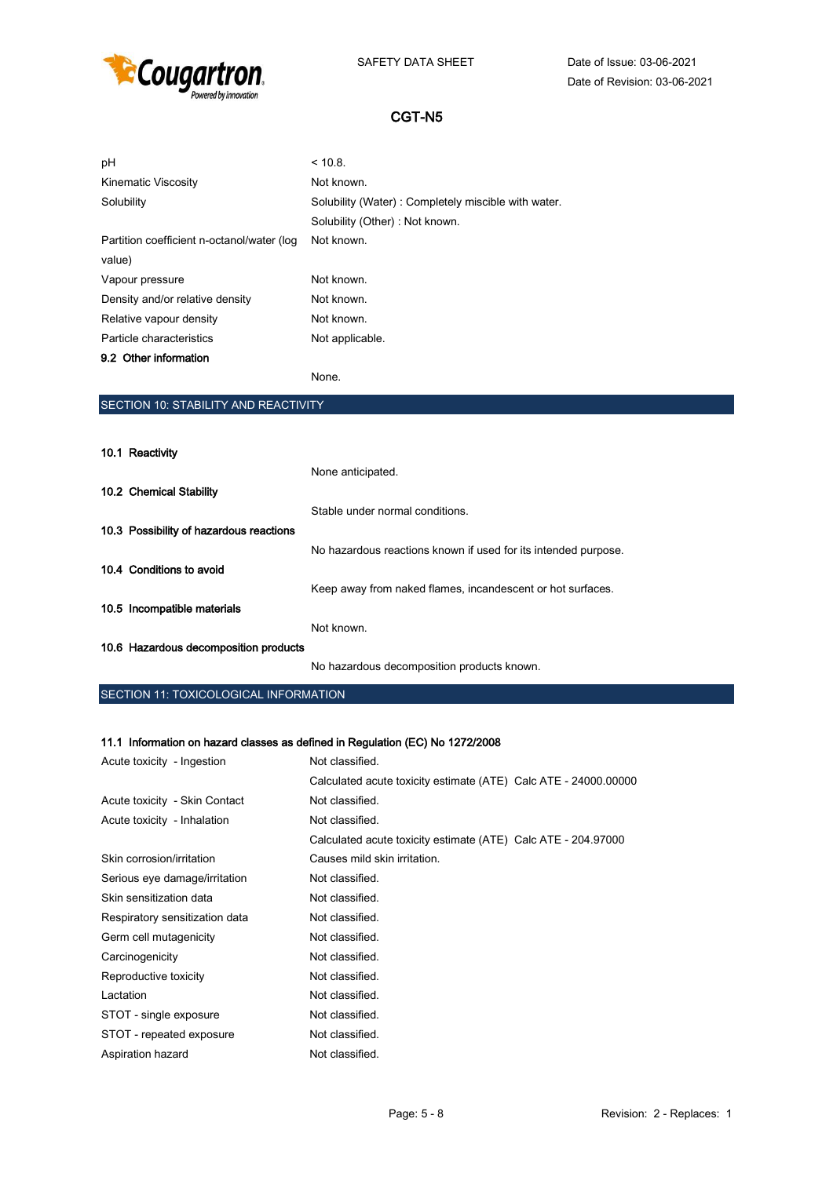| | |
|---|---|
| pH | < 10.8. |
| Kinematic Viscosity | Not known. |
| Solubility | Solubility (Water) : Completely miscible with water. |
| | Solubility (Other) : Not known. |
| Partition coefficient n-octanol/water (log value) | Not known. |
| Vapour pressure | Not known. |
| Density and/or relative density | Not known. |
| Relative vapour density | Not known. |
| Particle characteristics | Not applicable. |

**9.2 Other information**

None.

## SECTION 10: STABILITY AND REACTIVITY

**10.1 Reactivity**

None anticipated.

**10.2 Chemical Stability**

Stable under normal conditions.

**10.3 Possibility of hazardous reactions**

No hazardous reactions known if used for its intended purpose.

**10.4 Conditions to avoid**

Keep away from naked flames, incandescent or hot surfaces.

**10.5 Incompatible materials**

Not known.

**10.6 Hazardous decomposition products**

No hazardous decomposition products known.

## SECTION 11: TOXICOLOGICAL INFORMATION

**11.1 Information on hazard classes as defined in Regulation (EC) No 1272/2008**

| | |
|---|---|
| Acute toxicity - Ingestion | Not classified. |
| | Calculated acute toxicity estimate (ATE) Calc ATE - 24000.00000 |
| Acute toxicity - Skin Contact | Not classified. |
| Acute toxicity - Inhalation | Not classified. |
| | Calculated acute toxicity estimate (ATE) Calc ATE - 204.97000 |
| Skin corrosion/irritation | Causes mild skin irritation. |
| Serious eye damage/irritation | Not classified. |
| Skin sensitization data | Not classified. |
| Respiratory sensitization data | Not classified. |
| Germ cell mutagenicity | Not classified. |
| Carcinogenicity | Not classified. |
| Reproductive toxicity | Not classified. |
| Lactation | Not classified. |
| STOT - single exposure | Not classified. |
| STOT - repeated exposure | Not classified. |
| Aspiration hazard | Not classified. |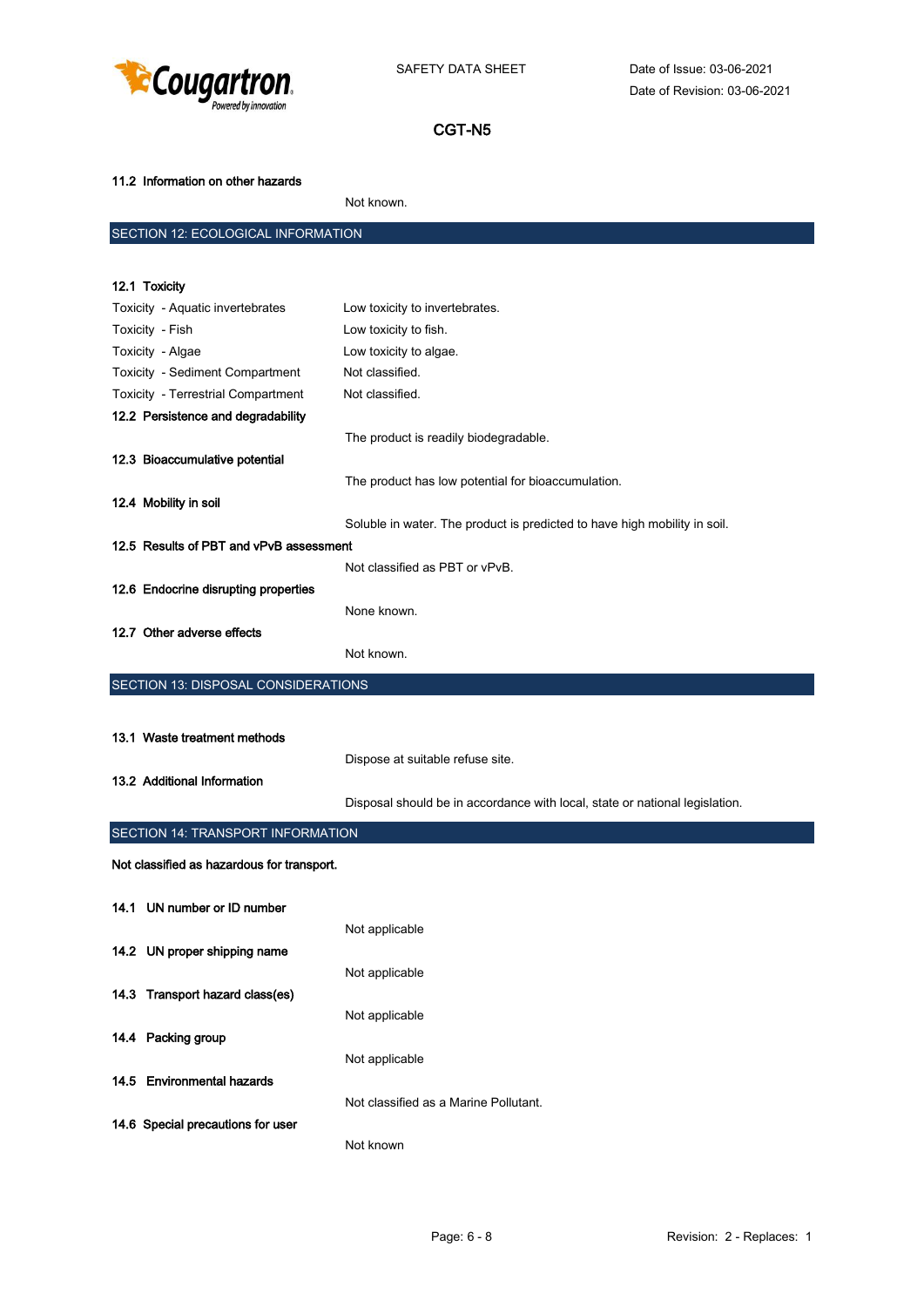### 11.2 Information on other hazards

Not known.

## SECTION 12: ECOLOGICAL INFORMATION

### 12.1 Toxicity

| | |
|---|---|
| Toxicity - Aquatic invertebrates | Low toxicity to invertebrates. |
| Toxicity - Fish | Low toxicity to fish. |
| Toxicity - Algae | Low toxicity to algae. |
| Toxicity - Sediment Compartment | Not classified. |
| Toxicity - Terrestrial Compartment | Not classified. |

### 12.2 Persistence and degradability

The product is readily biodegradable.

### 12.3 Bioaccumulative potential

The product has low potential for bioaccumulation.

### 12.4 Mobility in soil

Soluble in water. The product is predicted to have high mobility in soil.

### 12.5 Results of PBT and vPvB assessment

Not classified as PBT or vPvB.

### 12.6 Endocrine disrupting properties

None known.

### 12.7 Other adverse effects

Not known.

## SECTION 13: DISPOSAL CONSIDERATIONS

### 13.1 Waste treatment methods

Dispose at suitable refuse site.

### 13.2 Additional Information

Disposal should be in accordance with local, state or national legislation.

## SECTION 14: TRANSPORT INFORMATION

**Not classified as hazardous for transport.**

### 14.1 UN number or ID number

Not applicable

### 14.2 UN proper shipping name

Not applicable

### 14.3 Transport hazard class(es)

Not applicable

### 14.4 Packing group

Not applicable

### 14.5 Environmental hazards

Not classified as a Marine Pollutant.

### 14.6 Special precautions for user

Not known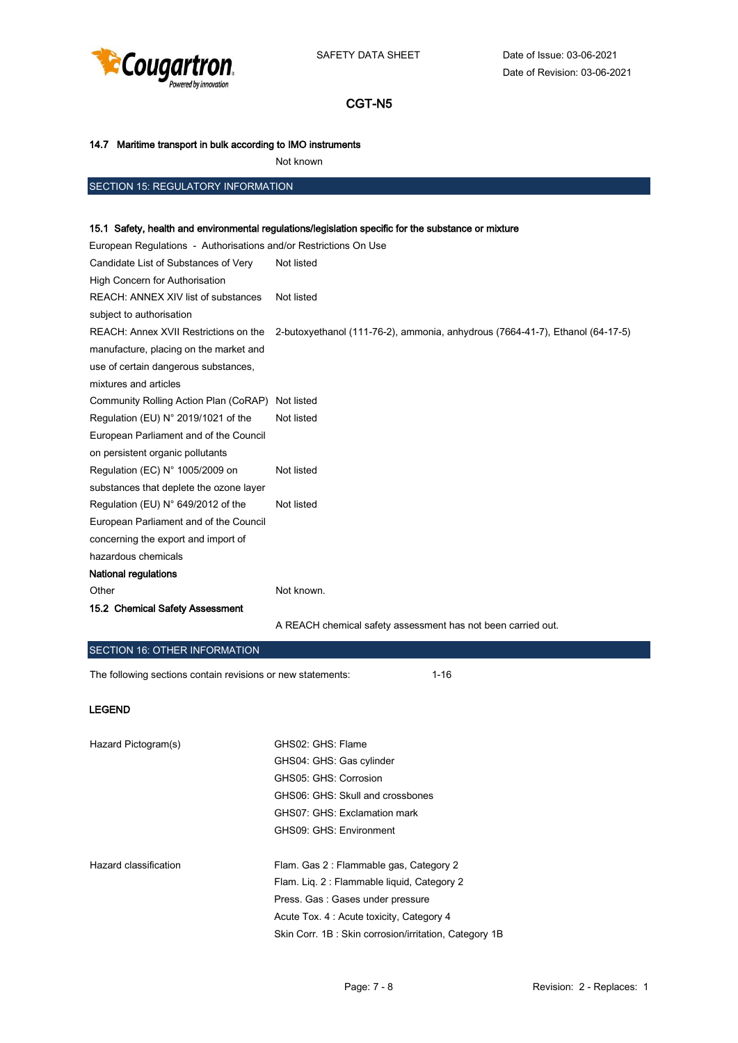#### 14.7 Maritime transport in bulk according to IMO instruments

Not known

## SECTION 15: REGULATORY INFORMATION

#### 15.1 Safety, health and environmental regulations/legislation specific for the substance or mixture

European Regulations - Authorisations and/or Restrictions On Use

| | |
|---|---|
| Candidate List of Substances of Very High Concern for Authorisation | Not listed |
| REACH: ANNEX XIV list of substances subject to authorisation | Not listed |
| REACH: Annex XVII Restrictions on the manufacture, placing on the market and use of certain dangerous substances, mixtures and articles | 2-butoxyethanol (111-76-2), ammonia, anhydrous (7664-41-7), Ethanol (64-17-5) |
| Community Rolling Action Plan (CoRAP) | Not listed |
| Regulation (EU) N° 2019/1021 of the European Parliament and of the Council on persistent organic pollutants | Not listed |
| Regulation (EC) N° 1005/2009 on substances that deplete the ozone layer | Not listed |
| Regulation (EU) N° 649/2012 of the European Parliament and of the Council concerning the export and import of hazardous chemicals | Not listed |

**National regulations**

| | |
|---|---|
| Other | Not known. |

#### 15.2 Chemical Safety Assessment

A REACH chemical safety assessment has not been carried out.

## SECTION 16: OTHER INFORMATION

The following sections contain revisions or new statements: 1-16

**LEGEND**

| | |
|---|---|
| Hazard Pictogram(s) | GHS02: GHS: Flame |
| | GHS04: GHS: Gas cylinder |
| | GHS05: GHS: Corrosion |
| | GHS06: GHS: Skull and crossbones |
| | GHS07: GHS: Exclamation mark |
| | GHS09: GHS: Environment |
| Hazard classification | Flam. Gas 2 : Flammable gas, Category 2 |
| | Flam. Liq. 2 : Flammable liquid, Category 2 |
| | Press. Gas : Gases under pressure |
| | Acute Tox. 4 : Acute toxicity, Category 4 |
| | Skin Corr. 1B : Skin corrosion/irritation, Category 1B |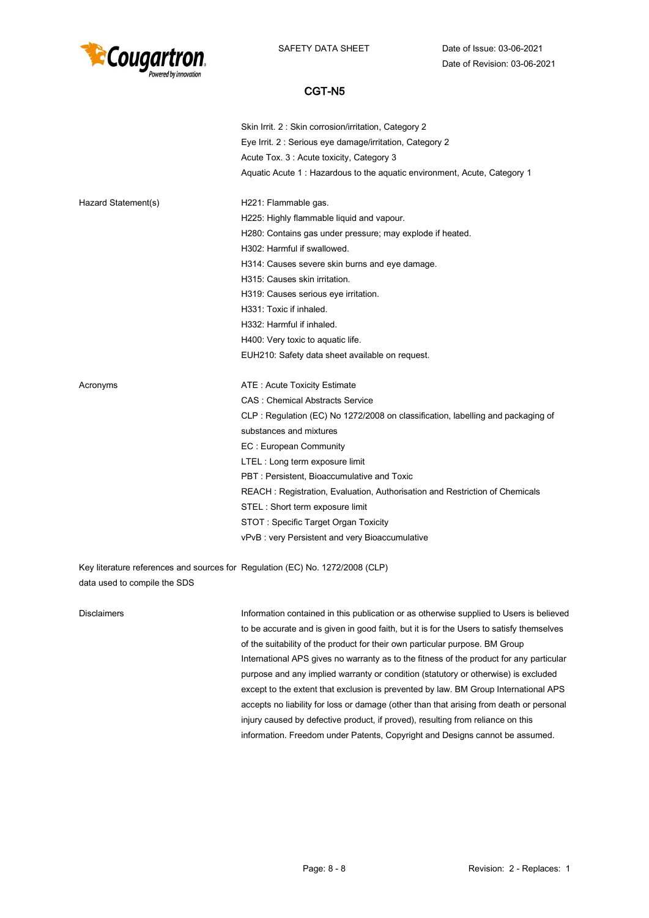| | |
|---|---|
| | Skin Irrit. 2 : Skin corrosion/irritation, Category 2<br>Eye Irrit. 2 : Serious eye damage/irritation, Category 2<br>Acute Tox. 3 : Acute toxicity, Category 3<br>Aquatic Acute 1 : Hazardous to the aquatic environment, Acute, Category 1 |
| Hazard Statement(s) | H221: Flammable gas.<br>H225: Highly flammable liquid and vapour.<br>H280: Contains gas under pressure; may explode if heated.<br>H302: Harmful if swallowed.<br>H314: Causes severe skin burns and eye damage.<br>H315: Causes skin irritation.<br>H319: Causes serious eye irritation.<br>H331: Toxic if inhaled.<br>H332: Harmful if inhaled.<br>H400: Very toxic to aquatic life.<br>EUH210: Safety data sheet available on request. |
| Acronyms | ATE : Acute Toxicity Estimate<br>CAS : Chemical Abstracts Service<br>CLP : Regulation (EC) No 1272/2008 on classification, labelling and packaging of substances and mixtures<br>EC : European Community<br>LTEL : Long term exposure limit<br>PBT : Persistent, Bioaccumulative and Toxic<br>REACH : Registration, Evaluation, Authorisation and Restriction of Chemicals<br>STEL : Short term exposure limit<br>STOT : Specific Target Organ Toxicity<br>vPvB : very Persistent and very Bioaccumulative |
| Key literature references and sources for data used to compile the SDS | Regulation (EC) No. 1272/2008 (CLP) |
| Disclaimers | Information contained in this publication or as otherwise supplied to Users is believed to be accurate and is given in good faith, but it is for the Users to satisfy themselves of the suitability of the product for their own particular purpose. BM Group International APS gives no warranty as to the fitness of the product for any particular purpose and any implied warranty or condition (statutory or otherwise) is excluded except to the extent that exclusion is prevented by law. BM Group International APS accepts no liability for loss or damage (other than that arising from death or personal injury caused by defective product, if proved), resulting from reliance on this information. Freedom under Patents, Copyright and Designs cannot be assumed. |